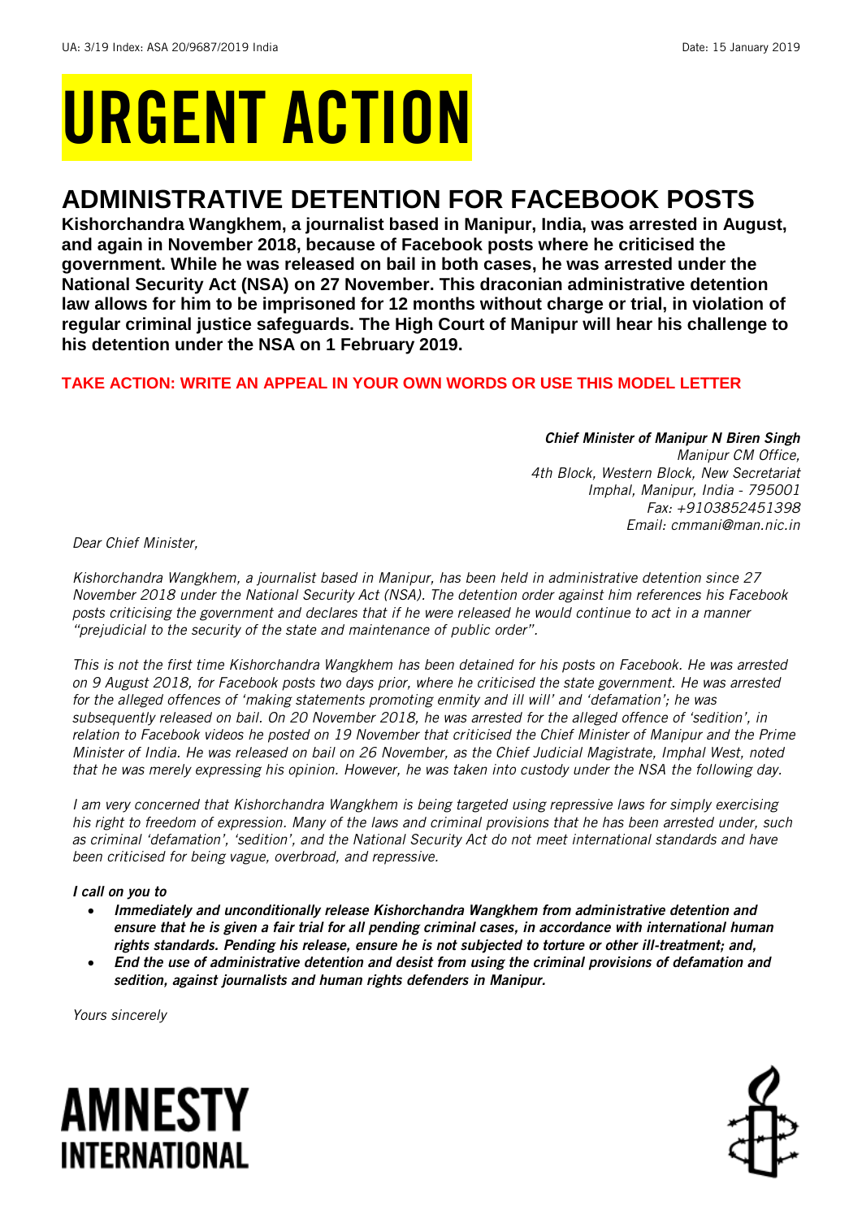UA: 3/19 Index: ASA 20/9687/2019 India Date: 15 January 2019

# URGENT ACTION

## ADMINISTRATIVE DETENTION FOR FACEBOOK POSTS

**Kishorchandra Wangkhem, a journalist based in Manipur, India, was arrested in August, and again in November 2018, because of Facebook posts where he criticised the government. While he was released on bail in both cases, he was arrested under the National Security Act (NSA) on 27 November. This draconian administrative detention law allows for him to be imprisoned for 12 months without charge or trial, in violation of regular criminal justice safeguards. The High Court of Manipur will hear his challenge to his detention under the NSA on 1 February 2019.**

**TAKE ACTION: WRITE AN APPEAL IN YOUR OWN WORDS OR USE THIS MODEL LETTER**

***Chief Minister of Manipur N Biren Singh***
*Manipur CM Office,*
*4th Block, Western Block, New Secretariat*
*Imphal, Manipur, India - 795001*
*Fax: +9103852451398*
*Email: cmmani@man.nic.in*

*Dear Chief Minister,*

*Kishorchandra Wangkhem, a journalist based in Manipur, has been held in administrative detention since 27 November 2018 under the National Security Act (NSA). The detention order against him references his Facebook posts criticising the government and declares that if he were released he would continue to act in a manner "prejudicial to the security of the state and maintenance of public order".*

*This is not the first time Kishorchandra Wangkhem has been detained for his posts on Facebook. He was arrested on 9 August 2018, for Facebook posts two days prior, where he criticised the state government. He was arrested for the alleged offences of 'making statements promoting enmity and ill will' and 'defamation'; he was subsequently released on bail. On 20 November 2018, he was arrested for the alleged offence of 'sedition', in relation to Facebook videos he posted on 19 November that criticised the Chief Minister of Manipur and the Prime Minister of India. He was released on bail on 26 November, as the Chief Judicial Magistrate, Imphal West, noted that he was merely expressing his opinion. However, he was taken into custody under the NSA the following day.*

*I am very concerned that Kishorchandra Wangkhem is being targeted using repressive laws for simply exercising his right to freedom of expression. Many of the laws and criminal provisions that he has been arrested under, such as criminal 'defamation', 'sedition', and the National Security Act do not meet international standards and have been criticised for being vague, overbroad, and repressive.*

***I call on you to***

- ***Immediately and unconditionally release Kishorchandra Wangkhem from administrative detention and ensure that he is given a fair trial for all pending criminal cases, in accordance with international human rights standards. Pending his release, ensure he is not subjected to torture or other ill-treatment; and,***
- ***End the use of administrative detention and desist from using the criminal provisions of defamation and sedition, against journalists and human rights defenders in Manipur.***

*Yours sincerely*

**AMNESTY INTERNATIONAL**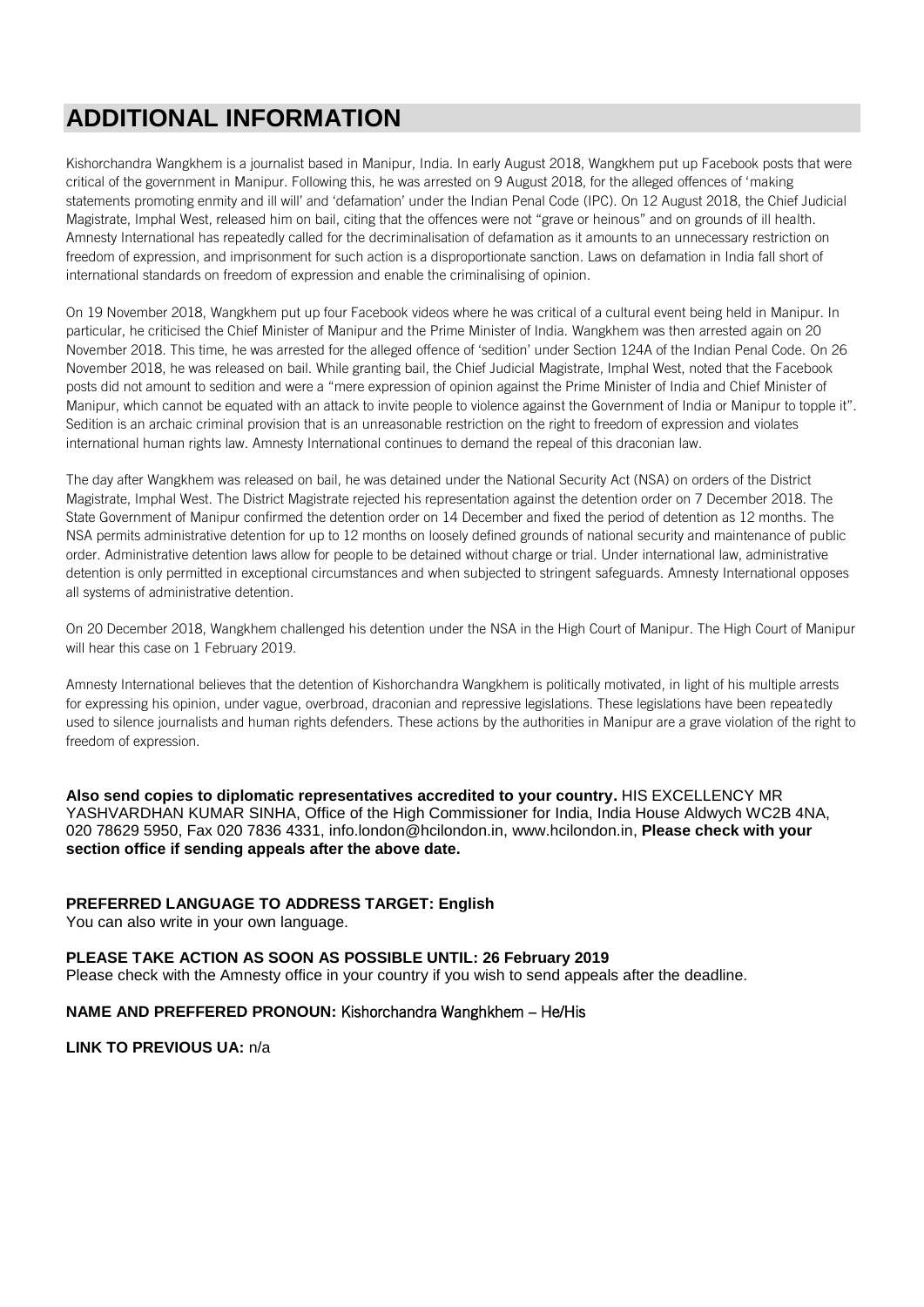## ADDITIONAL INFORMATION

Kishorchandra Wangkhem is a journalist based in Manipur, India. In early August 2018, Wangkhem put up Facebook posts that were critical of the government in Manipur. Following this, he was arrested on 9 August 2018, for the alleged offences of 'making statements promoting enmity and ill will' and 'defamation' under the Indian Penal Code (IPC). On 12 August 2018, the Chief Judicial Magistrate, Imphal West, released him on bail, citing that the offences were not "grave or heinous" and on grounds of ill health. Amnesty International has repeatedly called for the decriminalisation of defamation as it amounts to an unnecessary restriction on freedom of expression, and imprisonment for such action is a disproportionate sanction. Laws on defamation in India fall short of international standards on freedom of expression and enable the criminalising of opinion.

On 19 November 2018, Wangkhem put up four Facebook videos where he was critical of a cultural event being held in Manipur. In particular, he criticised the Chief Minister of Manipur and the Prime Minister of India. Wangkhem was then arrested again on 20 November 2018. This time, he was arrested for the alleged offence of 'sedition' under Section 124A of the Indian Penal Code. On 26 November 2018, he was released on bail. While granting bail, the Chief Judicial Magistrate, Imphal West, noted that the Facebook posts did not amount to sedition and were a "mere expression of opinion against the Prime Minister of India and Chief Minister of Manipur, which cannot be equated with an attack to invite people to violence against the Government of India or Manipur to topple it". Sedition is an archaic criminal provision that is an unreasonable restriction on the right to freedom of expression and violates international human rights law. Amnesty International continues to demand the repeal of this draconian law.

The day after Wangkhem was released on bail, he was detained under the National Security Act (NSA) on orders of the District Magistrate, Imphal West. The District Magistrate rejected his representation against the detention order on 7 December 2018. The State Government of Manipur confirmed the detention order on 14 December and fixed the period of detention as 12 months. The NSA permits administrative detention for up to 12 months on loosely defined grounds of national security and maintenance of public order. Administrative detention laws allow for people to be detained without charge or trial. Under international law, administrative detention is only permitted in exceptional circumstances and when subjected to stringent safeguards. Amnesty International opposes all systems of administrative detention.

On 20 December 2018, Wangkhem challenged his detention under the NSA in the High Court of Manipur. The High Court of Manipur will hear this case on 1 February 2019.

Amnesty International believes that the detention of Kishorchandra Wangkhem is politically motivated, in light of his multiple arrests for expressing his opinion, under vague, overbroad, draconian and repressive legislations. These legislations have been repeatedly used to silence journalists and human rights defenders. These actions by the authorities in Manipur are a grave violation of the right to freedom of expression.

**Also send copies to diplomatic representatives accredited to your country.** HIS EXCELLENCY MR YASHVARDHAN KUMAR SINHA, Office of the High Commissioner for India, India House Aldwych WC2B 4NA, 020 78629 5950, Fax 020 7836 4331, info.london@hcilondon.in, www.hcilondon.in, **Please check with your section office if sending appeals after the above date.**

**PREFERRED LANGUAGE TO ADDRESS TARGET: English**
You can also write in your own language.

**PLEASE TAKE ACTION AS SOON AS POSSIBLE UNTIL: 26 February 2019**
Please check with the Amnesty office in your country if you wish to send appeals after the deadline.

**NAME AND PREFFERED PRONOUN:** Kishorchandra Wanghkhem – He/His

**LINK TO PREVIOUS UA:** n/a